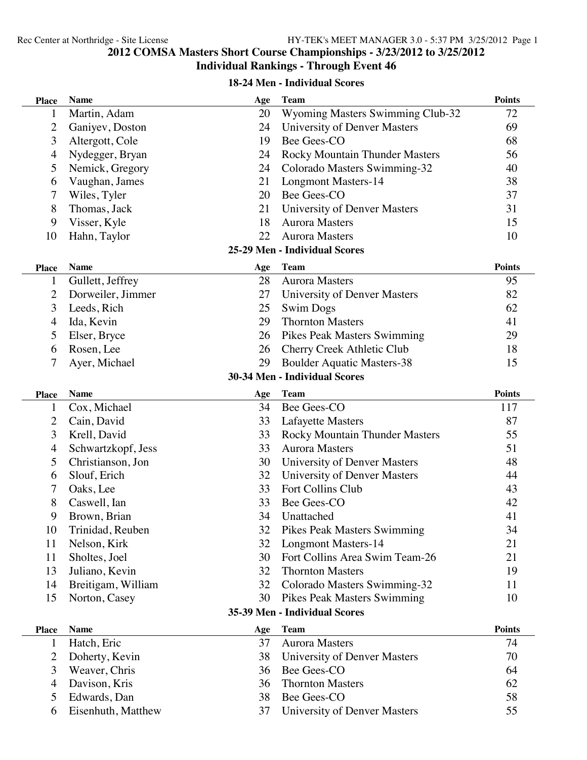# 2012 COMSA Masters Short Course Championships - 3/23/2012 to 3/25/2012

## Individual Rankings - Through Event 46

### 18-24 Men - Individual Scores

| Place | Name | Age | Team | Points |
|---|---|---|---|---|
| 1 | Martin, Adam | 20 | Wyoming Masters Swimming Club-32 | 72 |
| 2 | Ganiyev, Doston | 24 | University of Denver Masters | 69 |
| 3 | Altergott, Cole | 19 | Bee Gees-CO | 68 |
| 4 | Nydegger, Bryan | 24 | Rocky Mountain Thunder Masters | 56 |
| 5 | Nemick, Gregory | 24 | Colorado Masters Swimming-32 | 40 |
| 6 | Vaughan, James | 21 | Longmont Masters-14 | 38 |
| 7 | Wiles, Tyler | 20 | Bee Gees-CO | 37 |
| 8 | Thomas, Jack | 21 | University of Denver Masters | 31 |
| 9 | Visser, Kyle | 18 | Aurora Masters | 15 |
| 10 | Hahn, Taylor | 22 | Aurora Masters | 10 |

### 25-29 Men - Individual Scores

| Place | Name | Age | Team | Points |
|---|---|---|---|---|
| 1 | Gullett, Jeffrey | 28 | Aurora Masters | 95 |
| 2 | Dorweiler, Jimmer | 27 | University of Denver Masters | 82 |
| 3 | Leeds, Rich | 25 | Swim Dogs | 62 |
| 4 | Ida, Kevin | 29 | Thornton Masters | 41 |
| 5 | Elser, Bryce | 26 | Pikes Peak Masters Swimming | 29 |
| 6 | Rosen, Lee | 26 | Cherry Creek Athletic Club | 18 |
| 7 | Ayer, Michael | 29 | Boulder Aquatic Masters-38 | 15 |

### 30-34 Men - Individual Scores

| Place | Name | Age | Team | Points |
|---|---|---|---|---|
| 1 | Cox, Michael | 34 | Bee Gees-CO | 117 |
| 2 | Cain, David | 33 | Lafayette Masters | 87 |
| 3 | Krell, David | 33 | Rocky Mountain Thunder Masters | 55 |
| 4 | Schwartzkopf, Jess | 33 | Aurora Masters | 51 |
| 5 | Christianson, Jon | 30 | University of Denver Masters | 48 |
| 6 | Slouf, Erich | 32 | University of Denver Masters | 44 |
| 7 | Oaks, Lee | 33 | Fort Collins Club | 43 |
| 8 | Caswell, Ian | 33 | Bee Gees-CO | 42 |
| 9 | Brown, Brian | 34 | Unattached | 41 |
| 10 | Trinidad, Reuben | 32 | Pikes Peak Masters Swimming | 34 |
| 11 | Nelson, Kirk | 32 | Longmont Masters-14 | 21 |
| 11 | Sholtes, Joel | 30 | Fort Collins Area Swim Team-26 | 21 |
| 13 | Juliano, Kevin | 32 | Thornton Masters | 19 |
| 14 | Breitigam, William | 32 | Colorado Masters Swimming-32 | 11 |
| 15 | Norton, Casey | 30 | Pikes Peak Masters Swimming | 10 |

### 35-39 Men - Individual Scores

| Place | Name | Age | Team | Points |
|---|---|---|---|---|
| 1 | Hatch, Eric | 37 | Aurora Masters | 74 |
| 2 | Doherty, Kevin | 38 | University of Denver Masters | 70 |
| 3 | Weaver, Chris | 36 | Bee Gees-CO | 64 |
| 4 | Davison, Kris | 36 | Thornton Masters | 62 |
| 5 | Edwards, Dan | 38 | Bee Gees-CO | 58 |
| 6 | Eisenhuth, Matthew | 37 | University of Denver Masters | 55 |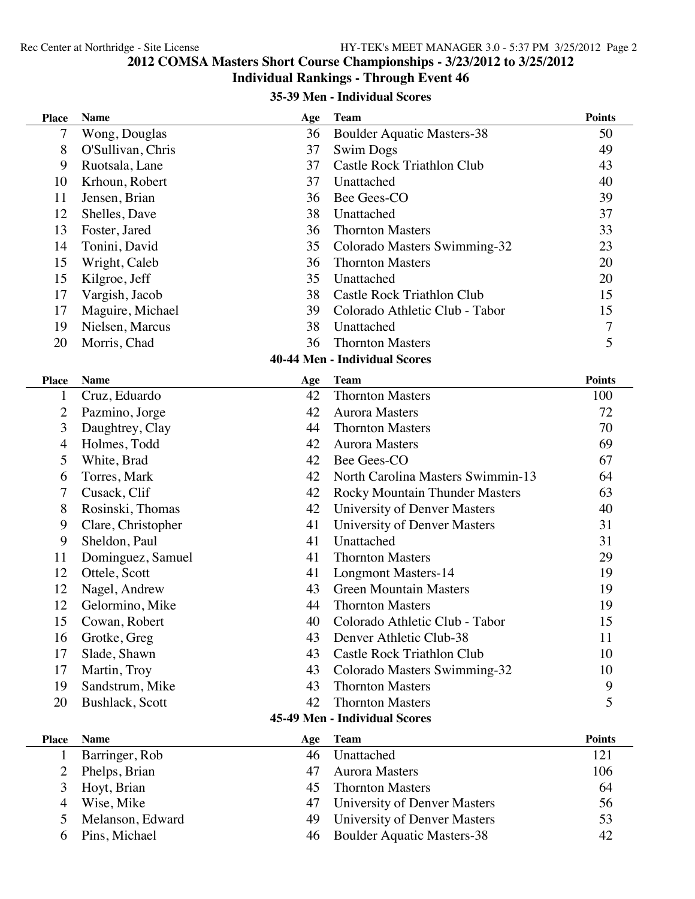## 2012 COMSA Masters Short Course Championships - 3/23/2012 to 3/25/2012

### Individual Rankings - Through Event 46

#### 35-39 Men - Individual Scores

| Place | Name | Age | Team | Points |
|---|---|---|---|---|
| 7 | Wong, Douglas | 36 | Boulder Aquatic Masters-38 | 50 |
| 8 | O'Sullivan, Chris | 37 | Swim Dogs | 49 |
| 9 | Ruotsala, Lane | 37 | Castle Rock Triathlon Club | 43 |
| 10 | Krhoun, Robert | 37 | Unattached | 40 |
| 11 | Jensen, Brian | 36 | Bee Gees-CO | 39 |
| 12 | Shelles, Dave | 38 | Unattached | 37 |
| 13 | Foster, Jared | 36 | Thornton Masters | 33 |
| 14 | Tonini, David | 35 | Colorado Masters Swimming-32 | 23 |
| 15 | Wright, Caleb | 36 | Thornton Masters | 20 |
| 15 | Kilgroe, Jeff | 35 | Unattached | 20 |
| 17 | Vargish, Jacob | 38 | Castle Rock Triathlon Club | 15 |
| 17 | Maguire, Michael | 39 | Colorado Athletic Club - Tabor | 15 |
| 19 | Nielsen, Marcus | 38 | Unattached | 7 |
| 20 | Morris, Chad | 36 | Thornton Masters | 5 |

#### 40-44 Men - Individual Scores

| Place | Name | Age | Team | Points |
|---|---|---|---|---|
| 1 | Cruz, Eduardo | 42 | Thornton Masters | 100 |
| 2 | Pazmino, Jorge | 42 | Aurora Masters | 72 |
| 3 | Daughtrey, Clay | 44 | Thornton Masters | 70 |
| 4 | Holmes, Todd | 42 | Aurora Masters | 69 |
| 5 | White, Brad | 42 | Bee Gees-CO | 67 |
| 6 | Torres, Mark | 42 | North Carolina Masters Swimmin-13 | 64 |
| 7 | Cusack, Clif | 42 | Rocky Mountain Thunder Masters | 63 |
| 8 | Rosinski, Thomas | 42 | University of Denver Masters | 40 |
| 9 | Clare, Christopher | 41 | University of Denver Masters | 31 |
| 9 | Sheldon, Paul | 41 | Unattached | 31 |
| 11 | Dominguez, Samuel | 41 | Thornton Masters | 29 |
| 12 | Ottele, Scott | 41 | Longmont Masters-14 | 19 |
| 12 | Nagel, Andrew | 43 | Green Mountain Masters | 19 |
| 12 | Gelormino, Mike | 44 | Thornton Masters | 19 |
| 15 | Cowan, Robert | 40 | Colorado Athletic Club - Tabor | 15 |
| 16 | Grotke, Greg | 43 | Denver Athletic Club-38 | 11 |
| 17 | Slade, Shawn | 43 | Castle Rock Triathlon Club | 10 |
| 17 | Martin, Troy | 43 | Colorado Masters Swimming-32 | 10 |
| 19 | Sandstrum, Mike | 43 | Thornton Masters | 9 |
| 20 | Bushlack, Scott | 42 | Thornton Masters | 5 |

#### 45-49 Men - Individual Scores

| Place | Name | Age | Team | Points |
|---|---|---|---|---|
| 1 | Barringer, Rob | 46 | Unattached | 121 |
| 2 | Phelps, Brian | 47 | Aurora Masters | 106 |
| 3 | Hoyt, Brian | 45 | Thornton Masters | 64 |
| 4 | Wise, Mike | 47 | University of Denver Masters | 56 |
| 5 | Melanson, Edward | 49 | University of Denver Masters | 53 |
| 6 | Pins, Michael | 46 | Boulder Aquatic Masters-38 | 42 |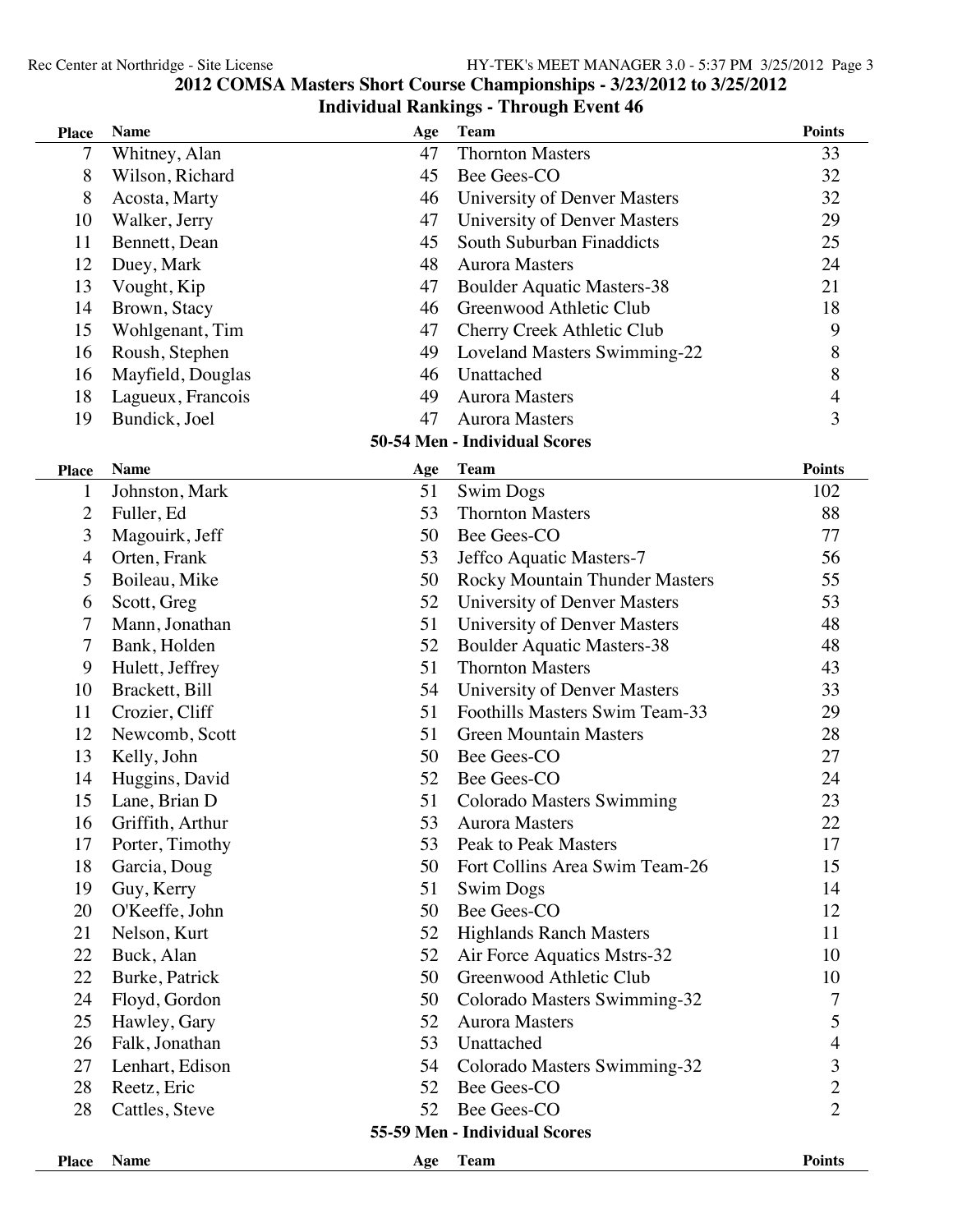## 2012 COMSA Masters Short Course Championships - 3/23/2012 to 3/25/2012

### Individual Rankings - Through Event 46

| Place | Name | Age | Team | Points |
|---|---|---|---|---|
| 7 | Whitney, Alan | 47 | Thornton Masters | 33 |
| 8 | Wilson, Richard | 45 | Bee Gees-CO | 32 |
| 8 | Acosta, Marty | 46 | University of Denver Masters | 32 |
| 10 | Walker, Jerry | 47 | University of Denver Masters | 29 |
| 11 | Bennett, Dean | 45 | South Suburban Finaddicts | 25 |
| 12 | Duey, Mark | 48 | Aurora Masters | 24 |
| 13 | Vought, Kip | 47 | Boulder Aquatic Masters-38 | 21 |
| 14 | Brown, Stacy | 46 | Greenwood Athletic Club | 18 |
| 15 | Wohlgenant, Tim | 47 | Cherry Creek Athletic Club | 9 |
| 16 | Roush, Stephen | 49 | Loveland Masters Swimming-22 | 8 |
| 16 | Mayfield, Douglas | 46 | Unattached | 8 |
| 18 | Lagueux, Francois | 49 | Aurora Masters | 4 |
| 19 | Bundick, Joel | 47 | Aurora Masters | 3 |

### 50-54 Men - Individual Scores

| Place | Name | Age | Team | Points |
|---|---|---|---|---|
| 1 | Johnston, Mark | 51 | Swim Dogs | 102 |
| 2 | Fuller, Ed | 53 | Thornton Masters | 88 |
| 3 | Magouirk, Jeff | 50 | Bee Gees-CO | 77 |
| 4 | Orten, Frank | 53 | Jeffco Aquatic Masters-7 | 56 |
| 5 | Boileau, Mike | 50 | Rocky Mountain Thunder Masters | 55 |
| 6 | Scott, Greg | 52 | University of Denver Masters | 53 |
| 7 | Mann, Jonathan | 51 | University of Denver Masters | 48 |
| 7 | Bank, Holden | 52 | Boulder Aquatic Masters-38 | 48 |
| 9 | Hulett, Jeffrey | 51 | Thornton Masters | 43 |
| 10 | Brackett, Bill | 54 | University of Denver Masters | 33 |
| 11 | Crozier, Cliff | 51 | Foothills Masters Swim Team-33 | 29 |
| 12 | Newcomb, Scott | 51 | Green Mountain Masters | 28 |
| 13 | Kelly, John | 50 | Bee Gees-CO | 27 |
| 14 | Huggins, David | 52 | Bee Gees-CO | 24 |
| 15 | Lane, Brian D | 51 | Colorado Masters Swimming | 23 |
| 16 | Griffith, Arthur | 53 | Aurora Masters | 22 |
| 17 | Porter, Timothy | 53 | Peak to Peak Masters | 17 |
| 18 | Garcia, Doug | 50 | Fort Collins Area Swim Team-26 | 15 |
| 19 | Guy, Kerry | 51 | Swim Dogs | 14 |
| 20 | O'Keeffe, John | 50 | Bee Gees-CO | 12 |
| 21 | Nelson, Kurt | 52 | Highlands Ranch Masters | 11 |
| 22 | Buck, Alan | 52 | Air Force Aquatics Mstrs-32 | 10 |
| 22 | Burke, Patrick | 50 | Greenwood Athletic Club | 10 |
| 24 | Floyd, Gordon | 50 | Colorado Masters Swimming-32 | 7 |
| 25 | Hawley, Gary | 52 | Aurora Masters | 5 |
| 26 | Falk, Jonathan | 53 | Unattached | 4 |
| 27 | Lenhart, Edison | 54 | Colorado Masters Swimming-32 | 3 |
| 28 | Reetz, Eric | 52 | Bee Gees-CO | 2 |
| 28 | Cattles, Steve | 52 | Bee Gees-CO | 2 |

### 55-59 Men - Individual Scores

| Place | Name | Age | Team | Points |
|---|---|---|---|---|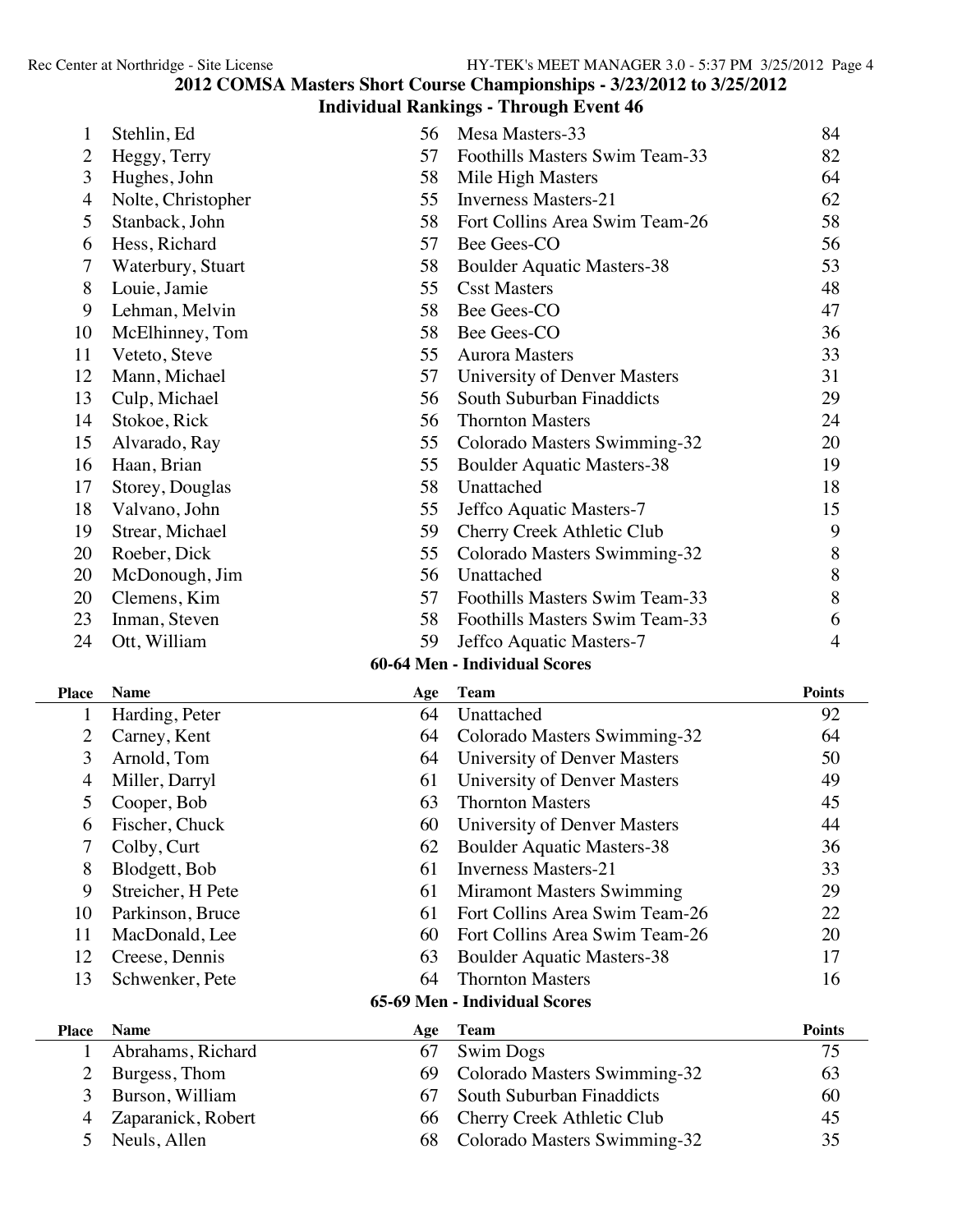## 2012 COMSA Masters Short Course Championships - 3/23/2012 to 3/25/2012

### Individual Rankings - Through Event 46

| Place | Name | Age | Team | Points |
|---|---|---|---|---|
| 1 | Stehlin, Ed | 56 | Mesa Masters-33 | 84 |
| 2 | Heggy, Terry | 57 | Foothills Masters Swim Team-33 | 82 |
| 3 | Hughes, John | 58 | Mile High Masters | 64 |
| 4 | Nolte, Christopher | 55 | Inverness Masters-21 | 62 |
| 5 | Stanback, John | 58 | Fort Collins Area Swim Team-26 | 58 |
| 6 | Hess, Richard | 57 | Bee Gees-CO | 56 |
| 7 | Waterbury, Stuart | 58 | Boulder Aquatic Masters-38 | 53 |
| 8 | Louie, Jamie | 55 | Csst Masters | 48 |
| 9 | Lehman, Melvin | 58 | Bee Gees-CO | 47 |
| 10 | McElhinney, Tom | 58 | Bee Gees-CO | 36 |
| 11 | Veteto, Steve | 55 | Aurora Masters | 33 |
| 12 | Mann, Michael | 57 | University of Denver Masters | 31 |
| 13 | Culp, Michael | 56 | South Suburban Finaddicts | 29 |
| 14 | Stokoe, Rick | 56 | Thornton Masters | 24 |
| 15 | Alvarado, Ray | 55 | Colorado Masters Swimming-32 | 20 |
| 16 | Haan, Brian | 55 | Boulder Aquatic Masters-38 | 19 |
| 17 | Storey, Douglas | 58 | Unattached | 18 |
| 18 | Valvano, John | 55 | Jeffco Aquatic Masters-7 | 15 |
| 19 | Strear, Michael | 59 | Cherry Creek Athletic Club | 9 |
| 20 | Roeber, Dick | 55 | Colorado Masters Swimming-32 | 8 |
| 20 | McDonough, Jim | 56 | Unattached | 8 |
| 20 | Clemens, Kim | 57 | Foothills Masters Swim Team-33 | 8 |
| 23 | Inman, Steven | 58 | Foothills Masters Swim Team-33 | 6 |
| 24 | Ott, William | 59 | Jeffco Aquatic Masters-7 | 4 |

### 60-64 Men - Individual Scores

| Place | Name | Age | Team | Points |
|---|---|---|---|---|
| 1 | Harding, Peter | 64 | Unattached | 92 |
| 2 | Carney, Kent | 64 | Colorado Masters Swimming-32 | 64 |
| 3 | Arnold, Tom | 64 | University of Denver Masters | 50 |
| 4 | Miller, Darryl | 61 | University of Denver Masters | 49 |
| 5 | Cooper, Bob | 63 | Thornton Masters | 45 |
| 6 | Fischer, Chuck | 60 | University of Denver Masters | 44 |
| 7 | Colby, Curt | 62 | Boulder Aquatic Masters-38 | 36 |
| 8 | Blodgett, Bob | 61 | Inverness Masters-21 | 33 |
| 9 | Streicher, H Pete | 61 | Miramont Masters Swimming | 29 |
| 10 | Parkinson, Bruce | 61 | Fort Collins Area Swim Team-26 | 22 |
| 11 | MacDonald, Lee | 60 | Fort Collins Area Swim Team-26 | 20 |
| 12 | Creese, Dennis | 63 | Boulder Aquatic Masters-38 | 17 |
| 13 | Schwenker, Pete | 64 | Thornton Masters | 16 |

### 65-69 Men - Individual Scores

| Place | Name | Age | Team | Points |
|---|---|---|---|---|
| 1 | Abrahams, Richard | 67 | Swim Dogs | 75 |
| 2 | Burgess, Thom | 69 | Colorado Masters Swimming-32 | 63 |
| 3 | Burson, William | 67 | South Suburban Finaddicts | 60 |
| 4 | Zaparanick, Robert | 66 | Cherry Creek Athletic Club | 45 |
| 5 | Neuls, Allen | 68 | Colorado Masters Swimming-32 | 35 |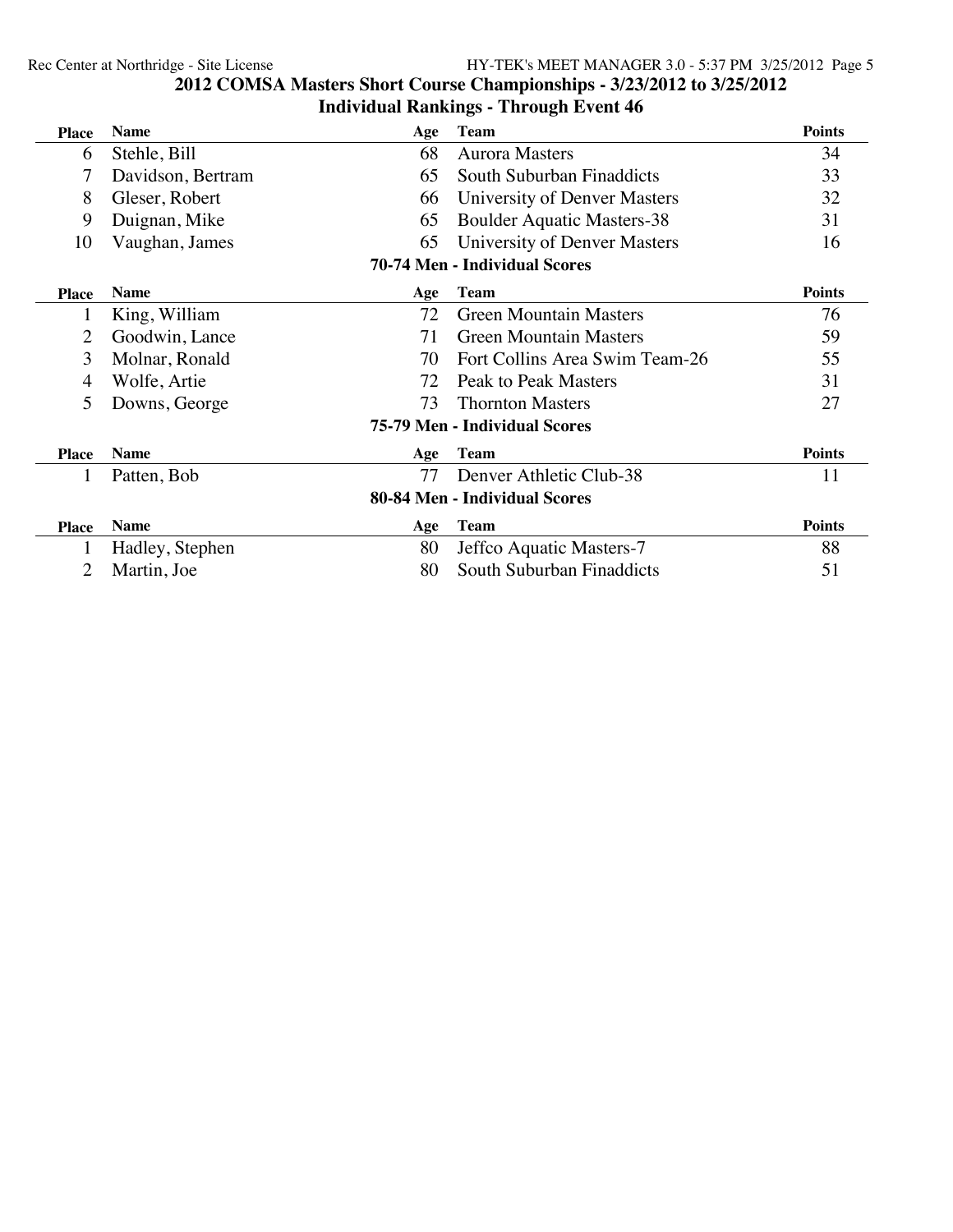## 2012 COMSA Masters Short Course Championships - 3/23/2012 to 3/25/2012

### Individual Rankings - Through Event 46

| Place | Name | Age | Team | Points |
|---|---|---|---|---|
| 6 | Stehle, Bill | 68 | Aurora Masters | 34 |
| 7 | Davidson, Bertram | 65 | South Suburban Finaddicts | 33 |
| 8 | Gleser, Robert | 66 | University of Denver Masters | 32 |
| 9 | Duignan, Mike | 65 | Boulder Aquatic Masters-38 | 31 |
| 10 | Vaughan, James | 65 | University of Denver Masters | 16 |

#### 70-74 Men - Individual Scores

| Place | Name | Age | Team | Points |
|---|---|---|---|---|
| 1 | King, William | 72 | Green Mountain Masters | 76 |
| 2 | Goodwin, Lance | 71 | Green Mountain Masters | 59 |
| 3 | Molnar, Ronald | 70 | Fort Collins Area Swim Team-26 | 55 |
| 4 | Wolfe, Artie | 72 | Peak to Peak Masters | 31 |
| 5 | Downs, George | 73 | Thornton Masters | 27 |

#### 75-79 Men - Individual Scores

| Place | Name | Age | Team | Points |
|---|---|---|---|---|
| 1 | Patten, Bob | 77 | Denver Athletic Club-38 | 11 |

#### 80-84 Men - Individual Scores

| Place | Name | Age | Team | Points |
|---|---|---|---|---|
| 1 | Hadley, Stephen | 80 | Jeffco Aquatic Masters-7 | 88 |
| 2 | Martin, Joe | 80 | South Suburban Finaddicts | 51 |